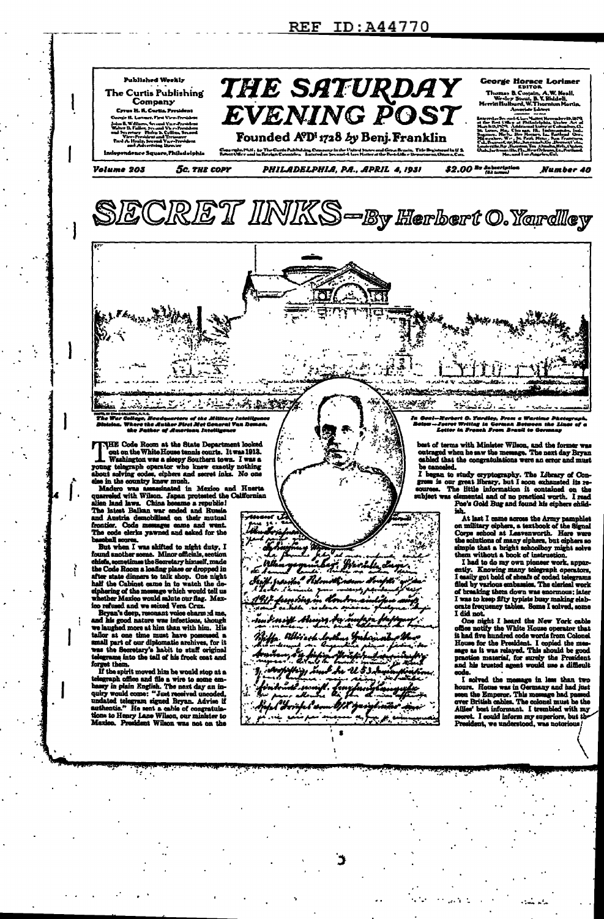REF ID:A44770

Published Weekly
The Curtis Publishing Company
Cyrus H. K. Curtis, President

# THE SATURDAY EVENING POST

Founded A°D¹ 1728 by Benj. Franklin

George Horace Lorimer
EDITOR

Volume 203 | 5c. THE COPY | PHILADELPHIA, PA., APRIL 4, 1931 | $2.00 By Subscription | Number 40

# SECRET INKS—By Herbert O. Yardley

*The War College, Headquarters of the Military Intelligence Division. Where the Author First Met General Van Deman, the Father of American Intelligence*

*In Oval—Herbert O. Yardley, From a Wartime Photograph. Below—Secret Writing in German Between the Lines of a Letter in French From Brazil to Germany*

THE Code Room at the State Department looked out on the White House tennis courts. It was 1913. Washington was a sleepy Southern town. I was a young telegraph operator who knew exactly nothing about solving codes, ciphers and secret inks. No one else in the country knew much.

Madero was assassinated in Mexico and Huerta quarreled with Wilson. Japan protested the Californian alien land laws. China became a republic! The latest Balkan war ended and Russia and Austria demobilized on their mutual frontier. Code messages came and went. The code clerks yawned and asked for the baseball scores.

But when I was shifted to night duty, I found another scene. Minor officials, section chiefs, sometimes the Secretary himself, made the Code Room a loafing place or dropped in after state dinners to talk shop. One night half the Cabinet came in to watch the deciphering of the message which would tell us whether Mexico would salute our flag. Mexico refused and we seized Vera Cruz.

Bryan's deep, resonant voice charmed me, and his good nature was infectious, though we laughed more at him than with him. His tailor at one time must have possessed a small part of our diplomatic archives, for it was the Secretary's habit to stuff original telegrams into the tail of his frock coat and forget them.

If the spirit moved him he would stop at a telegraph office and file a wire to some embassy in plain English. The next day an inquiry would come: "Just received uncoded, undated telegram signed Bryan. Advise if authentic." He sent a cable of congratulations to Henry Lane Wilson, our minister to Mexico. President Wilson was not on the best of terms with Minister Wilson, and the former was outraged when he saw the message. The next day Bryan cabled that the congratulations were an error and must be canceled.

I began to study cryptography. The Library of Congress is our great library, but I soon exhausted its resources. The little information it contained on the subject was elemental and of no practical worth. I read Poe's Gold Bug and found his ciphers childish.

At last I came across the Army pamphlet on military ciphers, a textbook of the Signal Corps school at Leavenworth. Here were the solutions of many ciphers, but ciphers so simple that a bright schoolboy might solve them without a book of instruction.

I had to do my own pioneer work, apparently. Knowing many telegraph operators, I easily got hold of sheafs of coded telegrams filed by various embassies. The clerical work of breaking them down was enormous; later I was to keep fifty typists busy making elaborate frequency tables. Some I solved, some I did not.

One night I heard the New York cable office notify the White House operator that it had five hundred code words from Colonel House for the President. I copied the message as it was relayed. This should be good practice material, for surely the President and his trusted agent would use a difficult code.

I solved the message in less than two hours. House was in Germany and had just seen the Emperor. This message had passed over British cables. The colonel must be the Allies' best informant. I trembled with my secret. I could inform my superiors, but the President, we understood, was notorious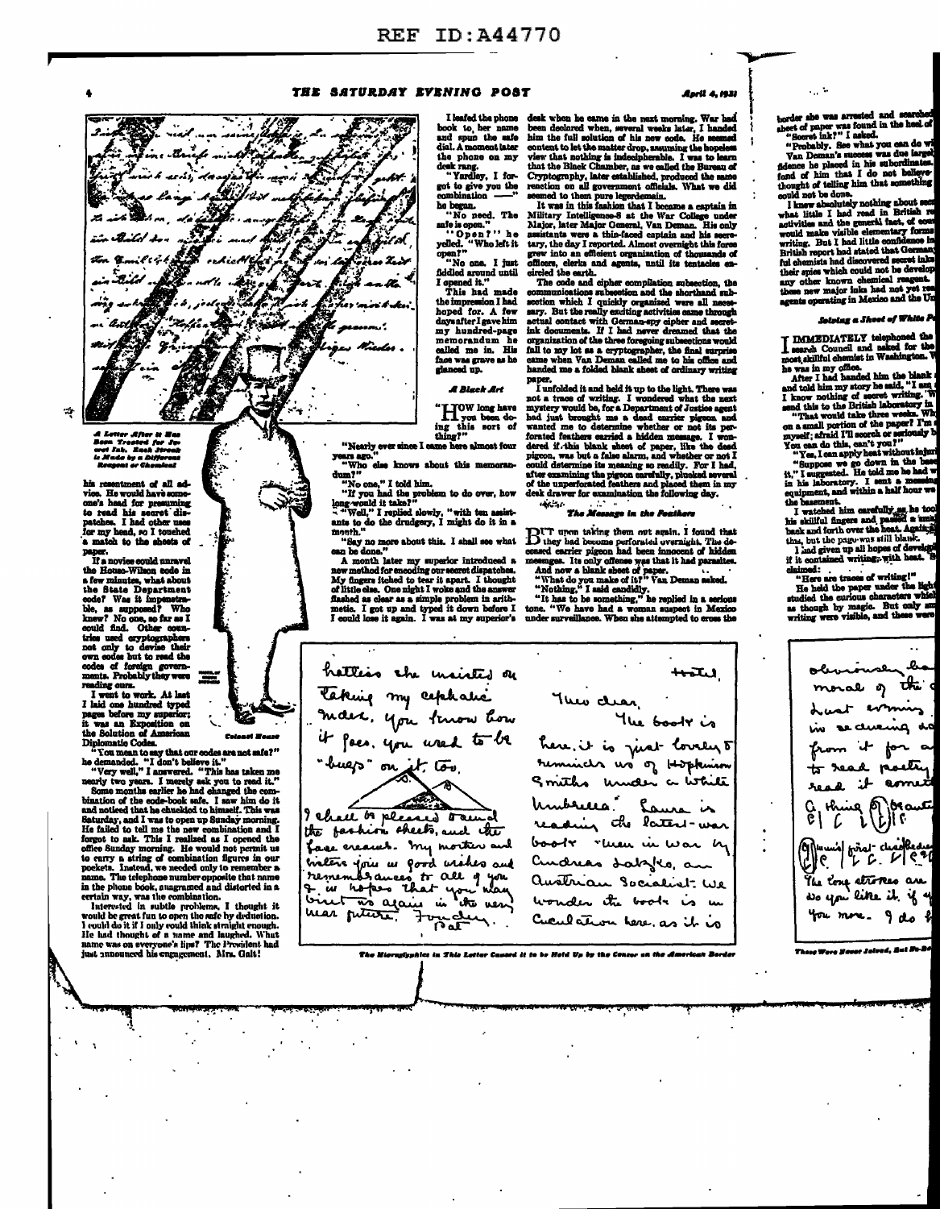*A Letter After it Has Been Treated for Secret Ink. Each Streak is Made by a Different Reagent or Chemical*

his resentment of all advice. He would have someone's head for presuming to read his secret dispatches. I had other uses for my head, so I touched a match to the sheets of paper.

If a novice could unravel the House-Wilson code in a few minutes, what about the State Department code? Was it impenetrable, as supposed? Who knew? No one, so far as I could find. Other countries used cryptographers not only to devise their own codes but to read the codes of foreign governments. Probably they were reading ours.

I went to work. At last I laid one hundred typed pages before my superior; it was an Exposition on the Solution of American Diplomatic Codes.

*Colonel House*

"You mean to say that our codes are not safe?" he demanded. "I don't believe it."

"Very well," I answered. "This has taken me nearly two years. I merely ask you to read it."

Some months earlier he had changed the combination of the code-book safe. I saw him do it and noticed that he chuckled to himself. This was Saturday, and I was to open up Sunday morning. He failed to tell me the new combination and I forgot to ask. This I realized as I opened the office Sunday morning. He would not permit us to carry a string of combination figures in our pockets. Instead, we needed only to remember a name. The telephone number opposite that name in the phone book, anagramed and distorted in a certain way, was the combination.

Interested in subtle problems, I thought it would be great fun to open the safe by deduction. I could do it if I only could think straight enough. He had thought of a name and laughed. What name was on everyone's lips? The President had just announced his engagement. Mrs. Galt!

I leafed the phone book to her name and spun the safe dial. A moment later the phone on my desk rang.

"Yardley, I forgot to give you the combination ——" he began.

"No need. The safe is open."

"Open?" he yelled. "Who left it open?"

"No one. I just fiddled around until I opened it."

This had made the impression I had hoped for. A few days after I gave him my hundred-page memorandum he called me in. His face was grave as he glanced up.

### A Black Art

"HOW long have you been doing this sort of thing?"

"Nearly ever since I came here almost four years ago."

"Who else knows about this memorandum?"

"No one," I told him.

"If you had the problem to do over, how long would it take?"

"Well," I replied slowly, "with ten assistants to do the drudgery, I might do it in a month."

"Say no more about this. I shall see what can be done."

A month later my superior introduced a new method for encoding our secret dispatches. My fingers itched to tear it apart. I thought of little else. One night I woke and the answer flashed as clear as a simple problem in arithmetic. I got up and typed it down before I could lose it again. I was at my superior's desk when he came in the next morning. War had been declared when, several weeks later, I handed him the full solution of his new code. He seemed content to let the matter drop, assuming the hopeless view that nothing is indecipherable. I was to learn that the Black Chamber, as we called the Bureau of Cryptography, later established, produced the same reaction on all government officials. What we did seemed to them pure legerdemain.

It was in this fashion that I became a captain in Military Intelligence-8 at the War College under Major, later Major General, Van Deman. His only assistants were a thin-faced captain and his secretary, the day I reported. Almost overnight this force grew into an efficient organization of thousands of officers, clerks and agents, until its tentacles encircled the earth.

The code and cipher compilation subsection, the communications subsection and the shorthand subsection which I quickly organized were all necessary. But the really exciting activities came through actual contact with German-spy cipher and secret-ink documents. If I had never dreamed that the organization of the three foregoing subsections would fall to my lot as a cryptographer, the final surprise came when Van Deman called me to his office and handed me a folded blank sheet of ordinary writing paper.

I unfolded it and held it up to the light. There was not a trace of writing. I wondered what the next mystery would be, for a Department of Justice agent had just brought me a dead carrier pigeon and wanted me to determine whether or not its perforated feathers carried a hidden message. I wondered if this blank sheet of paper, like the dead pigeon, was but a false alarm, and whether or not I could determine its meaning so readily. For I had, after examining the pigeon carefully, plucked several of the unperforated feathers and placed them in my desk drawer for examination the following day.

### The Message in the Feathers

BUT upon taking them out again, I found that they had become perforated overnight. The deceased carrier pigeon had been innocent of hidden messages. Its only offense was that it had parasites.

And now a blank sheet of paper.

"What do you make of it?" Van Deman asked.

"Nothing," I said candidly.

"It has to be something," he replied in a serious tone. "We have had a woman suspect in Mexico under surveillance. When she attempted to cross the border she was arrested and searched, and this sheet of paper was found in the heel of her shoe."

"Secret ink?" I asked.

"Probably. See what you can do with it."

Van Deman's success was due largely to the confidence he placed in his subordinates. I was so fond of him that I do not believe the thought of telling him that something could not be done.

I knew absolutely nothing about secret inks except what little I had read in British reports of their activities and the general fact of ... would make visible elementary forms of writing. But I had little confidence in ... British report had stated that German ... ful chemists had discovered secret inks ... their spies which could not be developed by any other known chemical reagent ... these new major inks had not yet ... agents operating in Mexico and the United States.

### Solving a Sheet of White Paper

I IMMEDIATELY telephoned the ... search Council and asked for the most skillful chemist in Washington. ... he was in my office.

After I had handed him the blank ... and told him my story he said, "I am ... I know nothing of secret writing. ... send this to the British laboratory in ..."

"That would take three weeks. Why ... on a small portion of the paper? I'm ... myself; afraid I'll scorch or seriously ... You can do this, can't you?"

"Yes, I can apply heat without injur..."

"Suppose we go down in the base..." it," I suggested. He told me he had ... in his laboratory. I sent a messeng... equipment, and within a half hour we ... the basement.

I watched him carefully as he too... his skillful fingers and passed a ... back and forth over the heat. Again ... this, but the paper was still blank.

I had given up all hopes of develop... if it contained writing, with heat. ... claimed:

"Here are traces of writing!"

He held the paper under the light ... studied the curious characters which ... as though by magic. But only ... writing were visible, and these were ...

hatless the insisted on taking my cephalic index. You know how it goes. You used to be "bugs" on it, too.

I shall be pleased to send the fashion sheets, and the face creams. My mother and sisters join in good wishes and remembrances to all of you & in hopes that you may visit us again in the very near future. Fondly,
Pat

Hotel,
Theo dear,
The book is here. it is just lovely & reminds us of Hopkinson Smith's Under a White Umbrella. Laura is reading the latest-war book "Men in War" by Andreas Latzko, an Austrian Socialist. We wonder the book is in circulation here, as it is

obviously ba... moral of the ... Last evening ... we are during ... from it for a ... to read poetry ... read it someti... a thing of beaute... ... first-class ... The long strokes are ... do you like it, if ... you more. I do ...

*The Hieroglyphics in This Letter Caused it to be Held Up by the Censor on the American Border*

*These Were Never Solved, But ...*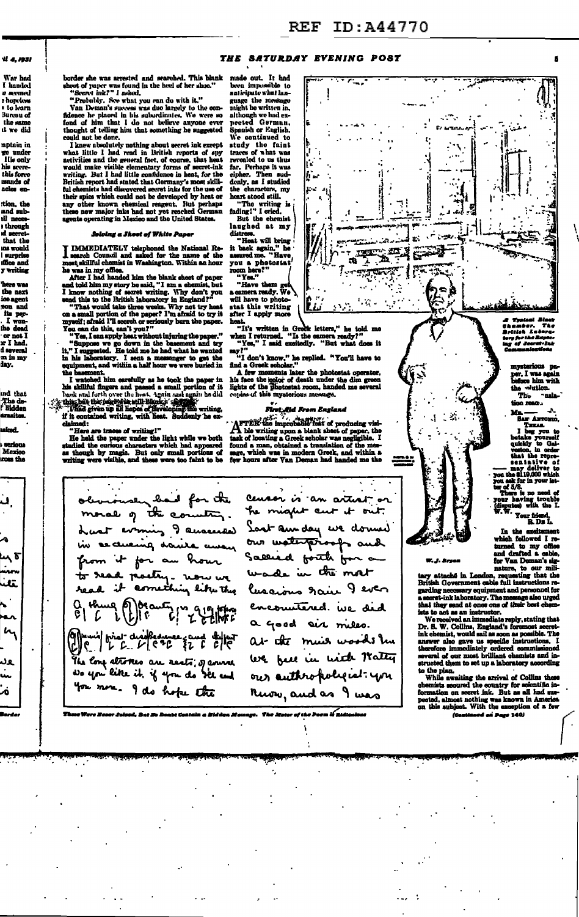border she was arrested and searched. This blank sheet of paper was found in the heel of her shoe."

"Secret ink?" I asked.

"Probably. See what you can do with it."

Van Deman's success was due largely to the confidence he placed in his subordinates. We were so fond of him that I do not believe anyone ever thought of telling him that something he suggested could not be done.

I knew absolutely nothing about secret ink except what little I had read in British reports of spy activities and the general fact, of course, that heat would make visible elementary forms of secret-ink writing. But I had little confidence in heat, for the British report had stated that Germany's most skillful chemists had discovered secret inks for the use of their spies which could not be developed by heat or any other known chemical reagent. But perhaps these new major inks had not yet reached German agents operating in Mexico and the United States.

### Solving a Sheet of White Paper

I IMMEDIATELY telephoned the National Research Council and asked for the name of the most skillful chemist in Washington. Within an hour he was in my office.

After I had handed him the blank sheet of paper and told him my story he said, "I am a chemist, but I know nothing of secret writing. Why don't you send this to the British laboratory in England?"

"That would take three weeks. Why not try heat on a small portion of the paper? I'm afraid to try it myself; afraid I'll scorch or seriously burn the paper. You can do this, can't you?"

"Yes, I can apply heat without injuring the paper."

"Suppose we go down in the basement and try it," I suggested. He told me he had what he wanted in his laboratory. I sent a messenger to get the equipment, and within a half hour we were buried in the basement.

I watched him carefully as he took the paper in his skillful fingers and passed a small portion of it back and forth over the heat. Again and again he did this, but the paper was still blank.

I had given up all hopes of developing this writing, if it contained writing, with heat. Suddenly he exclaimed:

"Here are traces of writing!"

He held the paper under the light while we both studied the curious characters which had appeared as though by magic. But only small portions of writing were visible, and these were too faint to be made out. It had been impossible to anticipate what language the message might be written in, although we had expected German, Spanish or English. We continued to study the faint traces of what was revealed to us thus far. Perhaps it was cipher. Then suddenly, as I studied the characters, my heart stood still.

"The writing is fading!" I cried.

But the chemist laughed at my distress.

"Heat will bring it back again," he assured me. "Have you a photostat room here?"

"Yes."

"Have them get a camera ready. We will have to photostat this writing after I apply more heat.

"It's written in Greek letters," he told me when I returned. "Is the camera ready?"

"Yes," I said excitedly. "But what does it say?"

"I don't know," he replied. "You'll have to find a Greek scholar."

A few moments later the photostat operator, his face the color of death under the dim green lights of the photostat room, handed me several copies of this mysterious message.

### First Aid From England

AFTER the improbable feat of producing visible writing upon a blank sheet of paper, the task of locating a Greek scholar was negligible. I found a man, obtained a translation of the message, which was in modern Greek, and within a few hours after Van Deman had handed me the mysterious paper, I was again before him with the solution.

The translation read:

Mr. ———,
San Antonio,
Texas.

I beg you to betake yourself quickly to Galveston, in order that the representative of ——— may deliver to you the $119,000 which you ask for in your letter of 5/8.

There is no need of your having trouble (disputes) with the I. W. W.

Your friend,
R. De L.

In the excitement which followed I returned to my office and drafted a cable, for Van Deman's signature, to our military attaché in London, requesting that the British Government cable full instructions regarding necessary equipment and personnel for a secret-ink laboratory. The message also urged that they send at once one of their best chemists to act as an instructor.

We received an immediate reply, stating that Dr. S. W. Collins, England's foremost secret-ink chemist, would sail as soon as possible. The answer also gave us specific instructions. I therefore immediately ordered commissioned several of our most brilliant chemists and instructed them to set up a laboratory according to the plan.

While awaiting the arrival of Collins these chemists scoured the country for scientific information on secret ink. But as all had suspected, almost nothing was known in America on this subject. With the exception of a few

(Continued on Page 140)

*A Typical Black Chamber. The British Laboratory for the Exposing of Secret-Ink Communications*

*W. J. Bryan*

obviously had for the moral of the country. Last evening I amused in recueing daire away from it for an hour to read poetry - now we read it something like this

censor is an artist or he might cut it out. Last Sunday we donned our waterproofs and sallied forth for a wade in the most luscious rain I ever encountered. we did a good six miles. At the mud woods we fell in with Natty our anthropologist: you know, and as I was

The long strokes are rests; of course. do you like it. if you do, I'll send you more. I do hope the

*These Were Never Solved, But No Doubt Contain a Hidden Message. The Meter of the Poem is Ridiculous*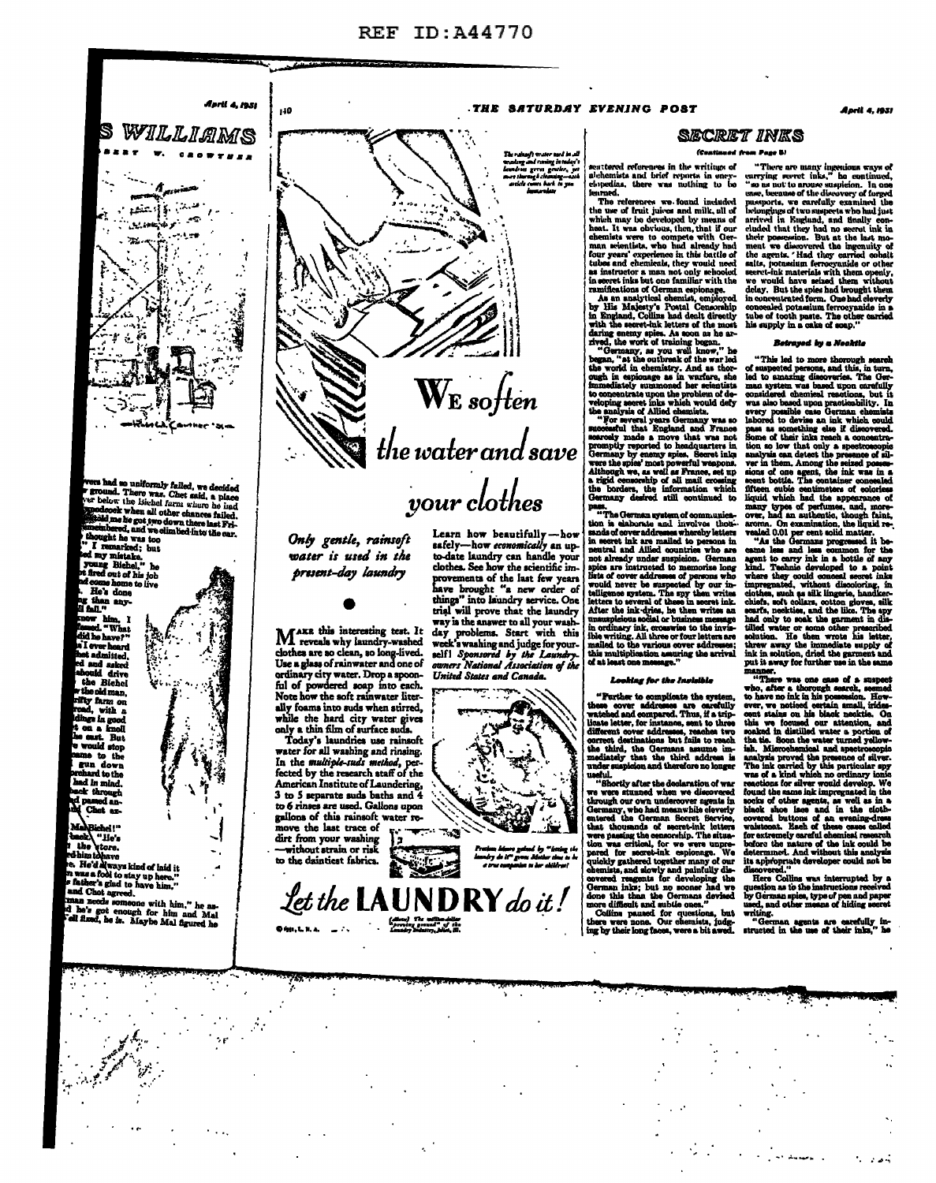REF ID:A44770

# SECRET INKS

*(Continued from Page 8)*

scattered references in the writings of alchemists and brief reports in encyclopedias, there was nothing to be learned.

The references we found included the use of fruit juices and milk, all of which may be developed by means of heat. It was obvious, then, that if our chemists were to compete with German scientists, who had already had four years' experience in this battle of tubes and chemicals, they would need as instructor a man not only schooled in secret inks but one familiar with the ramifications of German espionage.

As an analytical chemist, employed by His Majesty's Postal Censorship in England, Collins had dealt directly with the secret-ink letters of the most daring enemy spies. As soon as he arrived, the work of training began.

"Germany, as you well know," he began, "at the outbreak of the war led the world in chemistry. And as thorough in espionage as in warfare, she immediately summoned her scientists to concentrate upon the problem of developing secret inks which would defy the analysis of Allied chemists.

"For several years Germany was so successful that England and France scarcely made a move that was not promptly reported to headquarters in Germany by enemy spies. Secret inks were the spies' most powerful weapons. Although we, as well as France, set up a rigid censorship of all mail crossing the borders, the information which Germany desired still continued to pass.

"The German system of communication is elaborate and involves thousands of cover addresses whereby letters in secret ink are mailed to persons in neutral and Allied countries who are not already under suspicion. German spies are instructed to memorize long lists of cover addresses of persons who would never be suspected by our intelligence system. The spy then writes letters to several of these in secret ink. After the ink dries, he then writes an unsuspicious social or business message in ordinary ink, crosswise to the invisible writing. All three or four letters are mailed to the various cover addresses; this multiplication assuring the arrival of at least one message."

### Looking for the Invisible

"Further to complicate the system, these cover addresses are carefully watched and compared. Thus, if a triplicate letter, for instance, sent to three different cover addresses, reaches two correct destinations but fails to reach the third, the Germans assume immediately that the third address is under suspicion and therefore no longer useful.

"Shortly after the declaration of war we were stunned when we discovered through our own undercover agents in Germany, who had meanwhile cleverly entered the German Secret Service, that thousands of secret-ink letters were passing the censorship. The situation was critical, for we were unprepared for secret-ink espionage. We quickly gathered together many of our chemists, and slowly and painfully discovered reagents for developing the German inks; but no sooner had we done this than the Germans devised more difficult and subtle ones."

Collins paused for questions, but there were none. Our chemists, judging by their long faces, were a bit awed.

"There are many ingenious ways of carrying secret inks," he continued, "so as not to arouse suspicion. In one case, because of the discovery of forged passports, we carefully examined the belongings of two suspects who had just arrived in England, and finally concluded that they had no secret ink in their possession. But at the last moment we discovered the ingenuity of the agents. Had they carried cobalt salts, potassium ferrocyanide or other secret-ink materials with them openly, we would have seized them without delay. But the spies had brought them in concentrated form. One had cleverly concealed potassium ferrocyanide in a tube of tooth paste. The other carried his supply in a cake of soap."

### Betrayed by a Necktie

"This led to more thorough search of suspected persons, and this, in turn, led to amazing discoveries. The German system was based upon carefully considered chemical reactions, but it was also based upon practicability. In every possible case German chemists labored to devise an ink which could pass as something else if discovered. Some of their inks reach a concentration so low that only a spectroscopic analysis can detect the presence of silver in them. Among the seized possessions of one agent, the ink was in a scent bottle. The container concealed fifteen cubic centimeters of colorless liquid which had the appearance of many types of perfumes, and, moreover, had an authentic, though faint, aroma. On examination, the liquid revealed 0.01 per cent solid matter.

"As the Germans progressed it became less and less common for the agent to carry ink in a bottle of any kind. Technic developed to a point where they could conceal secret inks impregnated, without discoloring, in clothes, such as silk lingerie, handkerchiefs, soft collars, cotton gloves, silk scarfs, neckties, and the like. The spy had only to soak the garment in distilled water or some other prescribed solution. He then wrote his letter, threw away the immediate supply of ink in solution, dried the garment and put it away for further use in the same manner.

"There was one case of a suspect who, after a thorough search, seemed to have no ink in his possession. However, we noticed certain small, iridescent stains on his black necktie. On this we focused our attention, and soaked in distilled water a portion of the tie. Soon the water turned yellowish. Microchemical and spectroscopic analysis proved the presence of silver. The ink carried by this particular spy was of a kind which no ordinary ionic reactions for silver would develop. We found the same ink impregnated in the socks of other agents, as well as in a black shoe lace and in the cloth-covered buttons of an evening-dress waistcoat. Each of these cases called for extremely careful chemical research before the nature of the ink could be determined. And without this analysis its appropriate developer could not be discovered."

Here Collins was interrupted by a question as to the instructions received by German spies, type of pen and paper used, and other means of hiding secret writing.

"German agents are carefully instructed in the use of their inks," he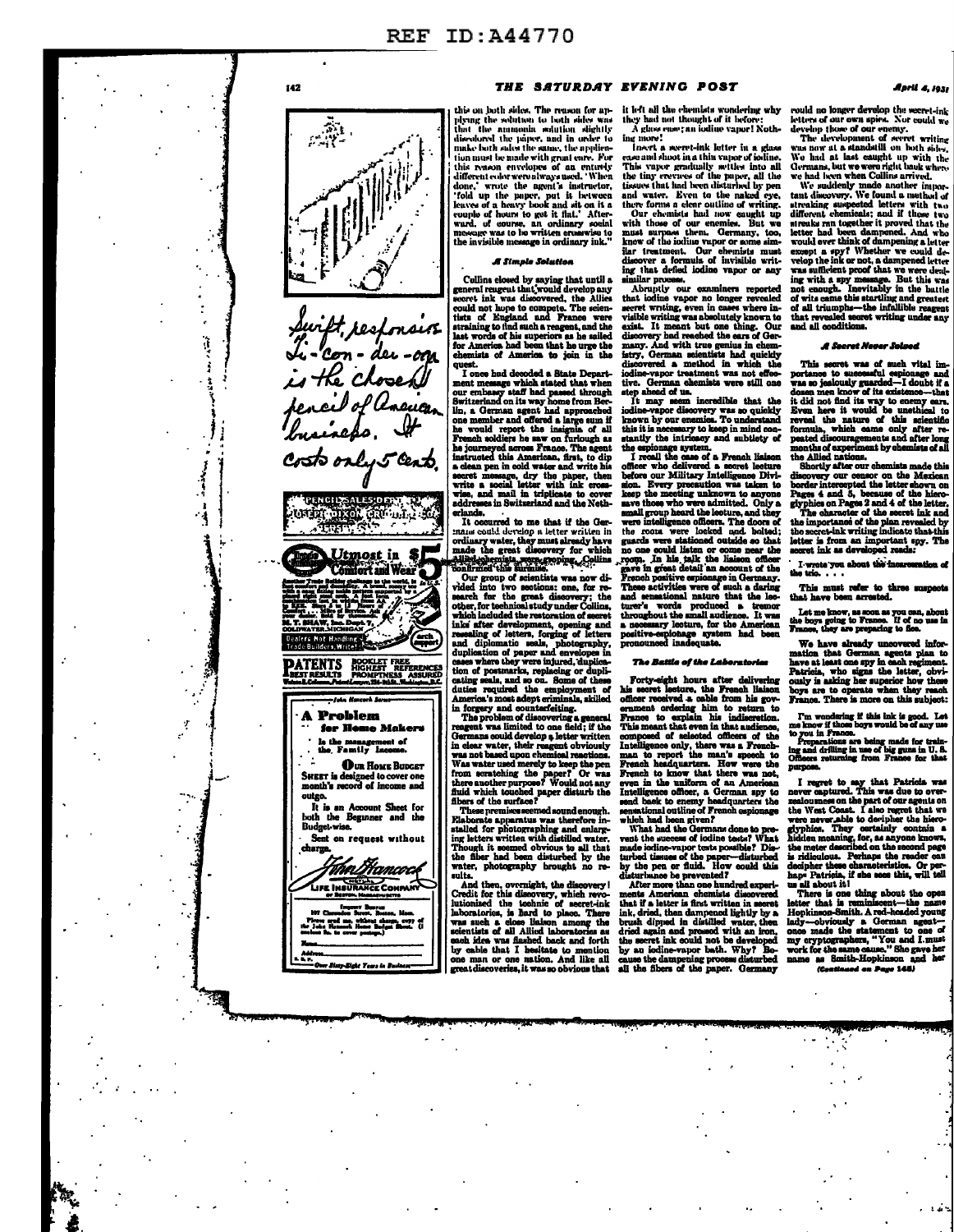this on both sides. The reason for applying the solution to both sides was that the ammonia solution slightly discolored the paper, and in order to make both sides the same, the application must be made with great care. For this reason envelopes of an entirely different color were always used. 'When done,' wrote the agent's instructor, 'fold up the paper, put it between leaves of a heavy book and sit on it a couple of hours to get it flat.' Afterward, of course, an ordinary social message was to be written crosswise to the invisible message in ordinary ink."

### A Simple Solution

Collins closed by saying that until a general reagent that would develop any secret ink was discovered, the Allies could not hope to compete. The scientists of England and France were straining to find such a reagent, and the last words of his superiors as he sailed for America had been that he urge the chemists of America to join in the quest.

I once had decoded a State Department message which stated that when our embassy staff had passed through Switzerland on its way home from Berlin, a German agent had approached one member and offered a large sum if he would report the insignia of all French soldiers he saw on furlough as he journeyed across France. The agent instructed this American, first, to dip a clean pen in cold water and write his secret message, dry the paper, then write a social letter with ink crosswise, and mail in triplicate to cover addresses in Switzerland and the Netherlands.

It occurred to me that if the Germans could develop a letter written in ordinary water, they must already have made the great discovery for which Allied chemists were groping. Collins confirmed this surmise.

Our group of scientists was now divided into two sections: one, for research for the great discovery; the other, for technical study under Collins, which included the restoration of secret inks after development, opening and resealing of letters, forging of letters and diplomatic seals, photography, duplication of paper and envelopes in cases where they were injured, duplication of postmarks, replacing or duplicating seals, and so on. Some of these duties required the employment of America's most adept criminals, skilled in forgery and counterfeiting.

The problem of discovering a general reagent was limited to one field; if the Germans could develop a letter written in clear water, their reagent obviously was not based upon chemical reactions. Was water used merely to keep the pen from scratching the paper? Or was there another purpose? Would not any fluid which touched paper disturb the fibers of the surface?

These premises seemed sound enough. Elaborate apparatus was therefore installed for photographing and enlarging letters written with distilled water. Though it seemed obvious to all that the fiber had been disturbed by the water, photography brought no results.

And then, overnight, the discovery! Credit for this discovery, which revolutionized the technic of secret-ink laboratories, is hard to place. There was such a close liaison among the scientists of all Allied laboratories as each idea was flashed back and forth by cable that I hesitate to mention one man or one nation. And like all great discoveries, it was so obvious that it left all the chemists wondering why they had not thought of it before:

A glass case; an iodine vapor! Nothing more!

Insert a secret-ink letter in a glass case and shoot in a thin vapor of iodine. This vapor gradually settles into all the tiny crevices of the paper, all the tissues that had been disturbed by pen and water. Even to the naked eye, there forms a clear outline of writing.

Our chemists had now caught up with those of our enemies. But we must surpass them. Germany, too, knew of the iodine vapor or some similar treatment. Our chemists must discover a formula of invisible writing that defied iodine vapor or any similar process.

Abruptly our examiners reported that iodine vapor no longer revealed secret writing, even in cases where invisible writing was absolutely known to exist. It meant but one thing. Our discovery had reached the ears of Germany. And with true genius in chemistry, German scientists had quickly discovered a method in which the iodine-vapor treatment was not effective. German chemists were still one step ahead of us.

It may seem incredible that the iodine-vapor discovery was so quickly known by our enemies. To understand this it is necessary to keep in mind constantly the intricacy and subtlety of the espionage system.

I recall the case of a French liaison officer who delivered a secret lecture before our Military Intelligence Division. Every precaution was taken to keep the meeting unknown to anyone save those who were admitted. Only a small group heard the lecture, and they were intelligence officers. The doors of the room were locked and bolted; guards were stationed outside so that no one could listen or come near the room. In his talk the liaison officer gave in great detail an account of the French positive espionage in Germany. These activities were of such a daring and sensational nature that the lecturer's words produced a tremor throughout the small audience. It was a necessary lecture, for the American positive-espionage system had been pronounced inadequate.

### The Battle of the Laboratories

Forty-eight hours after delivering his secret lecture, the French liaison officer received a cable from his government ordering him to return to France to explain his indiscretion. This meant that even in that audience, composed of selected officers of the Intelligence only, there was a Frenchman to report the man's speech to French headquarters. How were the French to know that there was not, even in the uniform of an American Intelligence officer, a German spy to send back to enemy headquarters the sensational outline of French espionage which had been given?

What had the Germans done to prevent the success of iodine tests? What made iodine-vapor tests possible? Disturbed tissues of the paper—disturbed by the pen or fluid. How could this disturbance be prevented?

After more than one hundred experiments American chemists discovered that if a letter is first written in secret ink, dried, then dampened lightly by a brush dipped in distilled water, then dried again and pressed with an iron, the secret ink could not be developed by an iodine-vapor bath. Why? Because the dampening process disturbed all the fibers of the paper. Germany could no longer develop the secret-ink letters of our own spies. Nor could we develop those of our enemy.

The development of secret writing was now at a standstill on both sides. We had at last caught up with the Germans, but we were right back where we had been when Collins arrived.

We suddenly made another important discovery. We found a method of streaking suspected letters with two different chemicals; and if these two streaks ran together it proved that the letter had been dampened. And who would ever think of dampening a letter except a spy? Whether we could develop the ink or not, a dampened letter was sufficient proof that we were dealing with a spy message. But this was not enough. Inevitably in the battle of wits came this startling and greatest of all triumphs—the infallible reagent that revealed secret writing under any and all conditions.

### A Secret Never Solved

This secret was of such vital importance to successful espionage and was so jealously guarded—I doubt if a dozen men know of its existence—that it did not find its way to enemy ears. Even here it would be unethical to reveal the nature of this scientific formula, which came only after repeated discouragements and after long months of experiment by chemists of all the Allied nations.

Shortly after our chemists made this discovery our censor on the Mexican border intercepted the letter shown on Pages 4 and 5, because of the hieroglyphics on Pages 2 and 4 of the letter.

The character of the secret ink and the importance of the plan revealed by the secret-ink writing indicate that this letter is from an important spy. The secret ink as developed reads:

> I wrote you about the incarceration of the trio. . . .

This must refer to three suspects that have been arrested.

> Let me know, as soon as you can, about the boys going to France. If of no use in France, they are preparing to flee.

> We have already uncovered information that German agents plan to have at least one spy in each regiment. Patricia, who signs the letter, obviously is asking her superior how these boys are to operate when they reach France. There is more on this subject:

> I'm wondering if this ink is good. Let me know if those boys would be of any use to you in France.

> Preparations are being made for training and drilling in use of big guns in U. S. Officers returning from France for that purpose.

I regret to say that Patricia was never captured. This was due to overzealousness on the part of our agents on the West Coast. I also regret that we were never able to decipher the hieroglyphics. They certainly contain a hidden meaning, for, as anyone knows, the meter described on the second page is ridiculous. Perhaps the reader can decipher these characteristics. Or perhaps Patricia, if she sees this, will tell us all about it!

There is one thing about the open letter that is reminiscent—the name Hopkinson-Smith. A red-headed young lady—obviously a German agent—once made the statement to one of my cryptographers, "You and I must work for the same cause." She gave her name as Smith-Hopkinson and her

*(Continued on Page 146)*

---

Swift, responsive Ti-con-der-oga is the chosen pencil of American business. It costs only 5 cents.

PENCIL SALES DEPT. JOSEPH DIXON CRUCIBLE CO.

---

**Utmost in Comfort and Wear** $5

Dealers Not Handling Trade Builders Write

---

**PATENTS** BOOKLET FREE HIGHEST REFERENCES BEST RESULTS PROMPTNESS ASSURED

---

John Hancock Series

## A Problem for Home Makers

is the management of the Family Income.

**Our Home Budget Sheet** is designed to cover one month's record of income and outgo.

It is an Account Sheet for both the Beginner and the Budget-wise.

Sent on request without charge.

John Hancock LIFE INSURANCE COMPANY OF BOSTON, MASSACHUSETTS

Name............

Address............

—Over Sixty-Eight Years in Business—